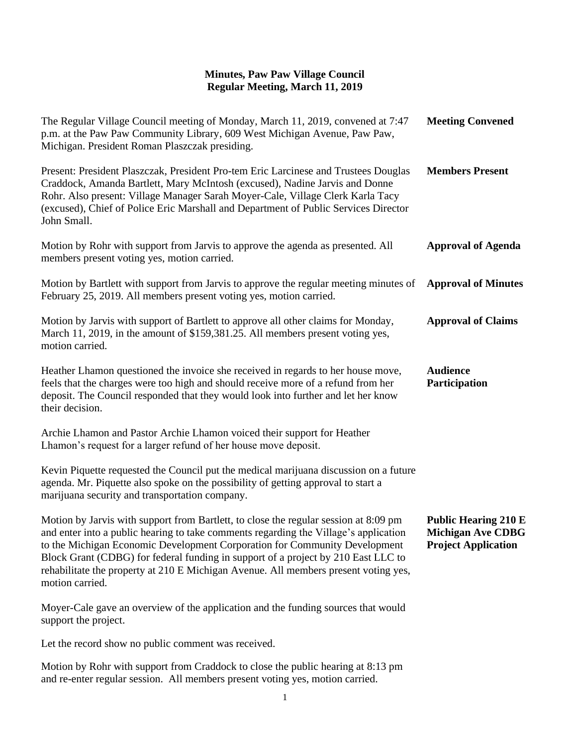# Minutes, Paw Paw Village Council
## Regular Meeting, March 11, 2019

**Meeting Convened**

The Regular Village Council meeting of Monday, March 11, 2019, convened at 7:47 p.m. at the Paw Paw Community Library, 609 West Michigan Avenue, Paw Paw, Michigan. President Roman Plaszczak presiding.

**Members Present**

Present: President Plaszczak, President Pro-tem Eric Larcinese and Trustees Douglas Craddock, Amanda Bartlett, Mary McIntosh (excused), Nadine Jarvis and Donne Rohr. Also present: Village Manager Sarah Moyer-Cale, Village Clerk Karla Tacy (excused), Chief of Police Eric Marshall and Department of Public Services Director John Small.

**Approval of Agenda**

Motion by Rohr with support from Jarvis to approve the agenda as presented. All members present voting yes, motion carried.

**Approval of Minutes**

Motion by Bartlett with support from Jarvis to approve the regular meeting minutes of February 25, 2019. All members present voting yes, motion carried.

**Approval of Claims**

Motion by Jarvis with support of Bartlett to approve all other claims for Monday, March 11, 2019, in the amount of $159,381.25. All members present voting yes, motion carried.

**Audience Participation**

Heather Lhamon questioned the invoice she received in regards to her house move, feels that the charges were too high and should receive more of a refund from her deposit. The Council responded that they would look into further and let her know their decision.

Archie Lhamon and Pastor Archie Lhamon voiced their support for Heather Lhamon's request for a larger refund of her house move deposit.

Kevin Piquette requested the Council put the medical marijuana discussion on a future agenda. Mr. Piquette also spoke on the possibility of getting approval to start a marijuana security and transportation company.

**Public Hearing 210 E Michigan Ave CDBG Project Application**

Motion by Jarvis with support from Bartlett, to close the regular session at 8:09 pm and enter into a public hearing to take comments regarding the Village's application to the Michigan Economic Development Corporation for Community Development Block Grant (CDBG) for federal funding in support of a project by 210 East LLC to rehabilitate the property at 210 E Michigan Avenue. All members present voting yes, motion carried.

Moyer-Cale gave an overview of the application and the funding sources that would support the project.

Let the record show no public comment was received.

Motion by Rohr with support from Craddock to close the public hearing at 8:13 pm and re-enter regular session. All members present voting yes, motion carried.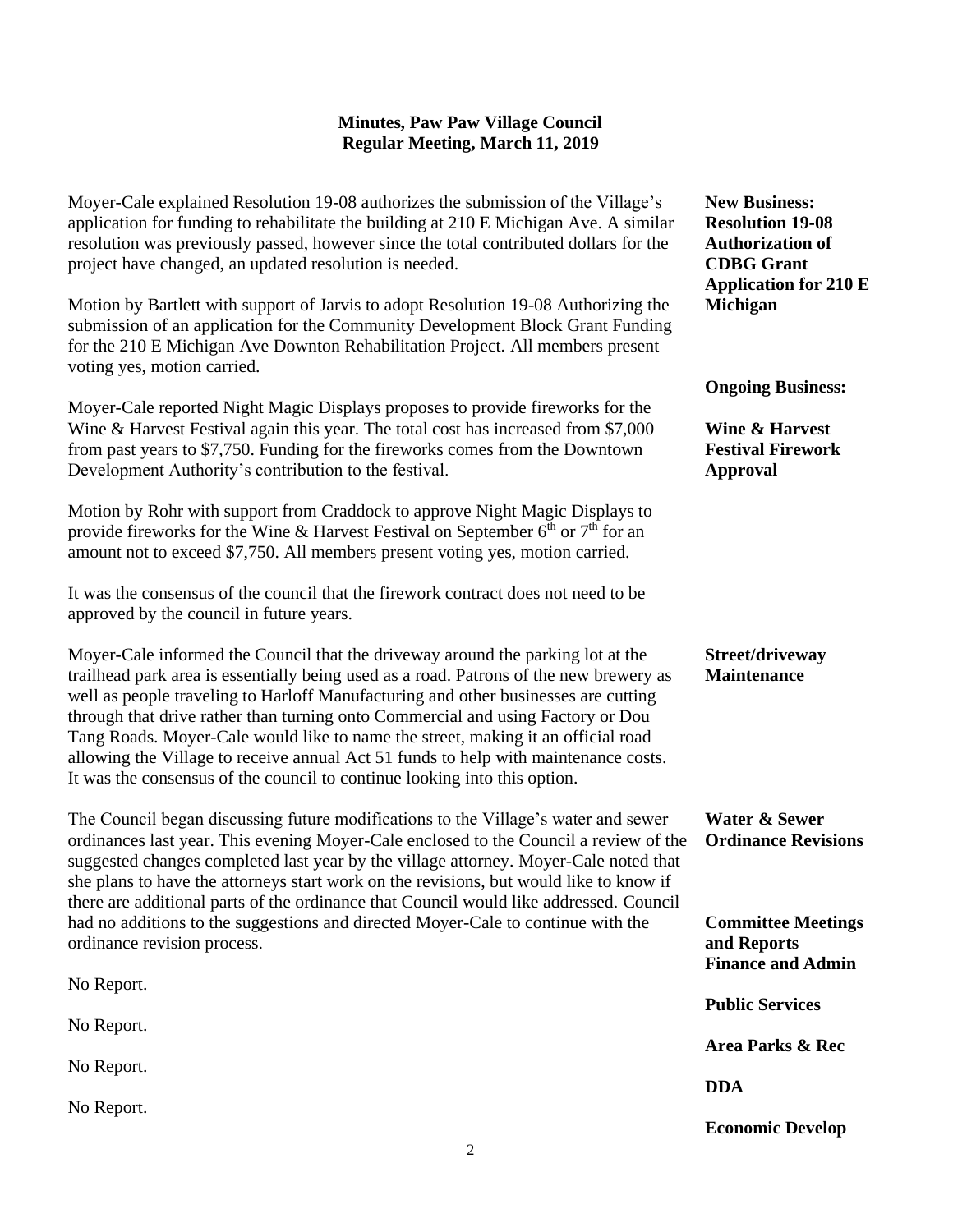**Minutes, Paw Paw Village Council**
**Regular Meeting, March 11, 2019**

**New Business:**
**Resolution 19-08 Authorization of CDBG Grant Application for 210 E Michigan**

Moyer-Cale explained Resolution 19-08 authorizes the submission of the Village's application for funding to rehabilitate the building at 210 E Michigan Ave. A similar resolution was previously passed, however since the total contributed dollars for the project have changed, an updated resolution is needed.

Motion by Bartlett with support of Jarvis to adopt Resolution 19-08 Authorizing the submission of an application for the Community Development Block Grant Funding for the 210 E Michigan Ave Downton Rehabilitation Project. All members present voting yes, motion carried.

**Ongoing Business:**

**Wine & Harvest Festival Firework Approval**

Moyer-Cale reported Night Magic Displays proposes to provide fireworks for the Wine & Harvest Festival again this year. The total cost has increased from $7,000 from past years to $7,750. Funding for the fireworks comes from the Downtown Development Authority's contribution to the festival.

Motion by Rohr with support from Craddock to approve Night Magic Displays to provide fireworks for the Wine & Harvest Festival on September 6th or 7th for an amount not to exceed $7,750. All members present voting yes, motion carried.

It was the consensus of the council that the firework contract does not need to be approved by the council in future years.

**Street/driveway Maintenance**

Moyer-Cale informed the Council that the driveway around the parking lot at the trailhead park area is essentially being used as a road. Patrons of the new brewery as well as people traveling to Harloff Manufacturing and other businesses are cutting through that drive rather than turning onto Commercial and using Factory or Dou Tang Roads. Moyer-Cale would like to name the street, making it an official road allowing the Village to receive annual Act 51 funds to help with maintenance costs. It was the consensus of the council to continue looking into this option.

**Water & Sewer Ordinance Revisions**

The Council began discussing future modifications to the Village's water and sewer ordinances last year. This evening Moyer-Cale enclosed to the Council a review of the suggested changes completed last year by the village attorney. Moyer-Cale noted that she plans to have the attorneys start work on the revisions, but would like to know if there are additional parts of the ordinance that Council would like addressed. Council had no additions to the suggestions and directed Moyer-Cale to continue with the ordinance revision process.

**Committee Meetings and Reports**

**Finance and Admin**

No Report.

**Public Services**

No Report.

**Area Parks & Rec**

No Report.

**DDA**

No Report.

**Economic Develop**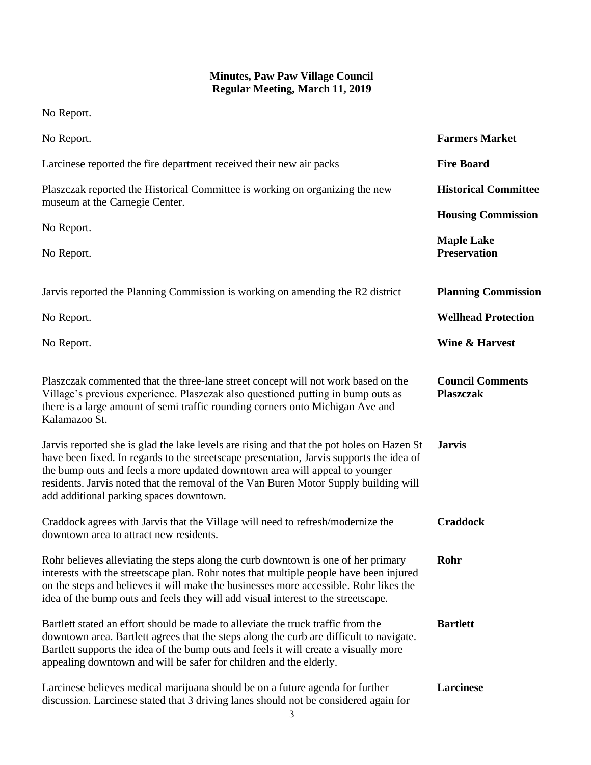No Report.

**Farmers Market**

No Report.

**Fire Board**

Larcinese reported the fire department received their new air packs

**Historical Committee**

Plaszczak reported the Historical Committee is working on organizing the new museum at the Carnegie Center.

**Housing Commission**

No Report.

**Maple Lake Preservation**

No Report.

**Planning Commission**

Jarvis reported the Planning Commission is working on amending the R2 district

**Wellhead Protection**

No Report.

**Wine & Harvest**

No Report.

**Council Comments**

**Plaszczak**

Plaszczak commented that the three-lane street concept will not work based on the Village's previous experience. Plaszczak also questioned putting in bump outs as there is a large amount of semi traffic rounding corners onto Michigan Ave and Kalamazoo St.

**Jarvis**

Jarvis reported she is glad the lake levels are rising and that the pot holes on Hazen St have been fixed. In regards to the streetscape presentation, Jarvis supports the idea of the bump outs and feels a more updated downtown area will appeal to younger residents. Jarvis noted that the removal of the Van Buren Motor Supply building will add additional parking spaces downtown.

**Craddock**

Craddock agrees with Jarvis that the Village will need to refresh/modernize the downtown area to attract new residents.

**Rohr**

Rohr believes alleviating the steps along the curb downtown is one of her primary interests with the streetscape plan. Rohr notes that multiple people have been injured on the steps and believes it will make the businesses more accessible. Rohr likes the idea of the bump outs and feels they will add visual interest to the streetscape.

**Bartlett**

Bartlett stated an effort should be made to alleviate the truck traffic from the downtown area. Bartlett agrees that the steps along the curb are difficult to navigate. Bartlett supports the idea of the bump outs and feels it will create a visually more appealing downtown and will be safer for children and the elderly.

**Larcinese**

Larcinese believes medical marijuana should be on a future agenda for further discussion. Larcinese stated that 3 driving lanes should not be considered again for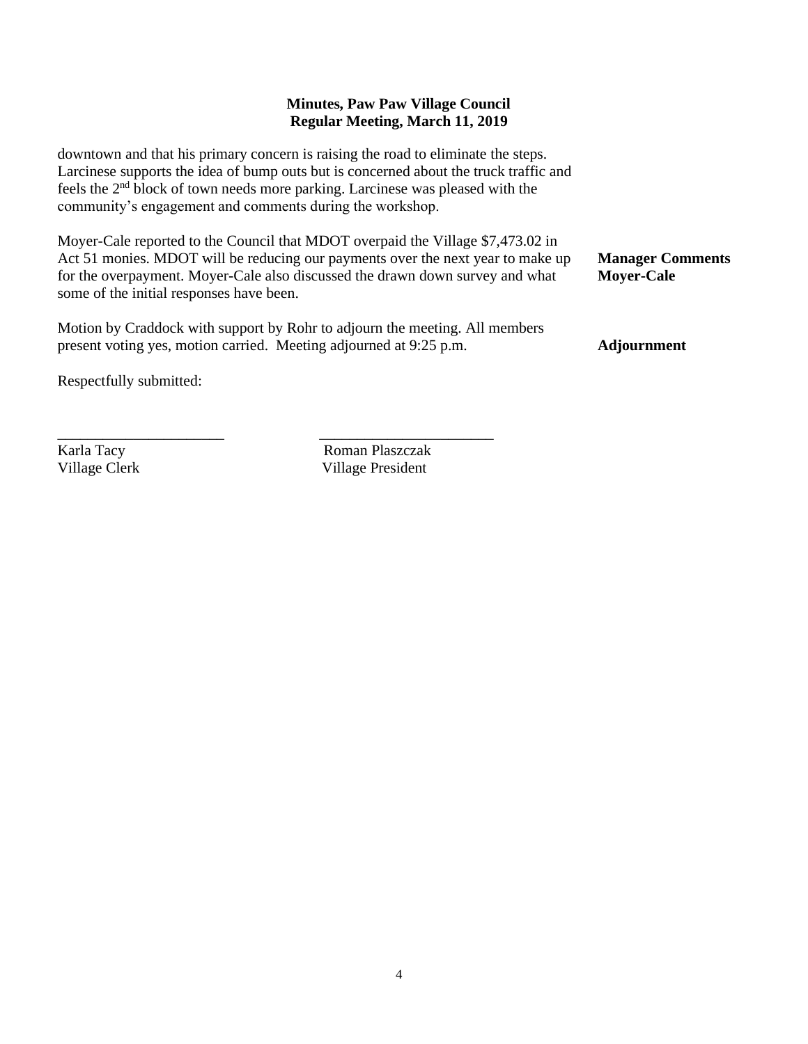**Minutes, Paw Paw Village Council**
**Regular Meeting, March 11, 2019**

downtown and that his primary concern is raising the road to eliminate the steps. Larcinese supports the idea of bump outs but is concerned about the truck traffic and feels the 2nd block of town needs more parking. Larcinese was pleased with the community's engagement and comments during the workshop.

**Manager Comments Moyer-Cale**

Moyer-Cale reported to the Council that MDOT overpaid the Village $7,473.02 in Act 51 monies. MDOT will be reducing our payments over the next year to make up for the overpayment. Moyer-Cale also discussed the drawn down survey and what some of the initial responses have been.

**Adjournment**

Motion by Craddock with support by Rohr to adjourn the meeting. All members present voting yes, motion carried. Meeting adjourned at 9:25 p.m.

Respectfully submitted:

______________________ ______________________

Karla Tacy
Village Clerk

Roman Plaszczak
Village President